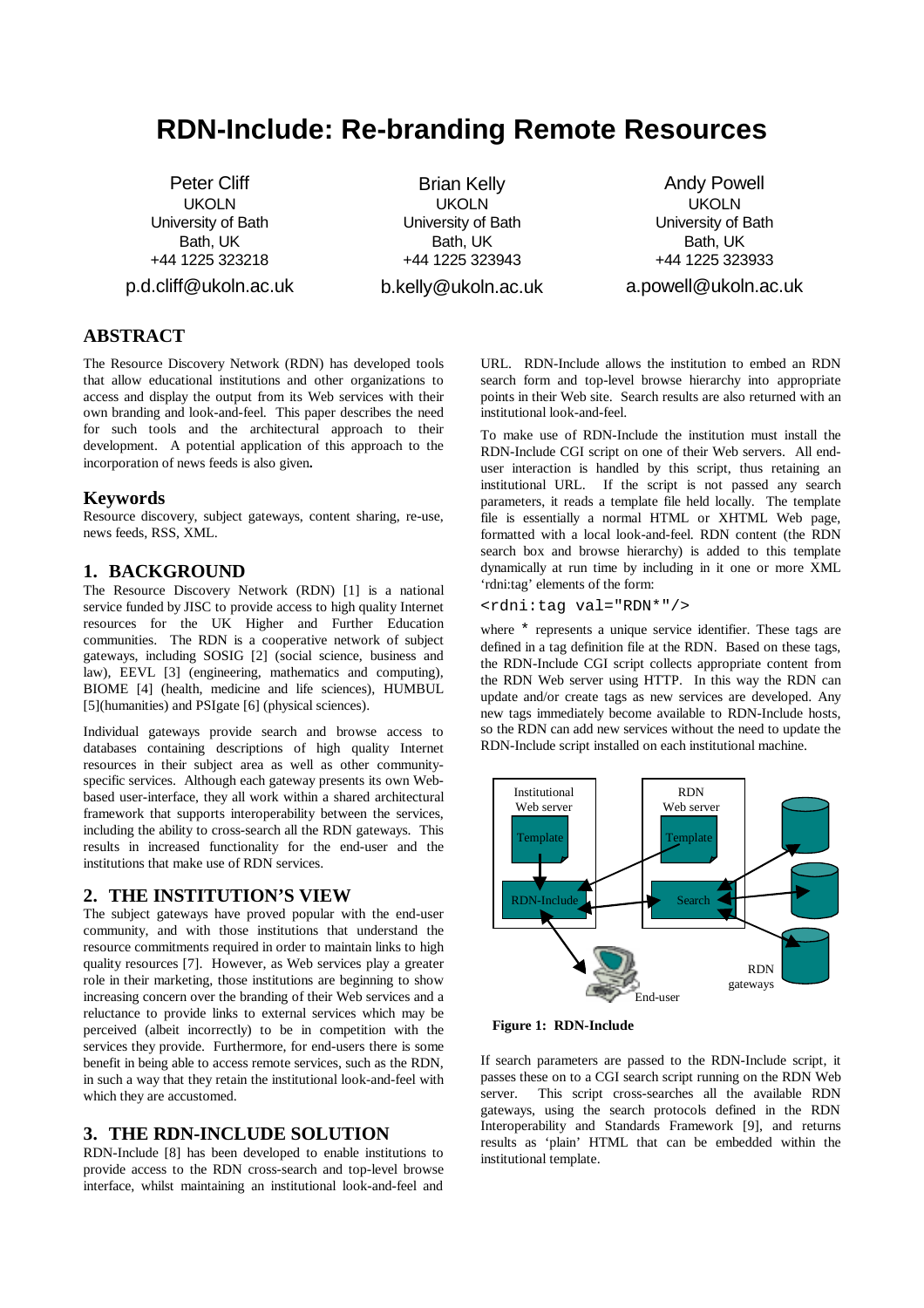# RDN-Include: Re-branding Remote Resources

Peter Cliff
UKOLN
University of Bath
Bath, UK
+44 1225 323218
p.d.cliff@ukoln.ac.uk

Brian Kelly
UKOLN
University of Bath
Bath, UK
+44 1225 323943
b.kelly@ukoln.ac.uk

Andy Powell
UKOLN
University of Bath
Bath, UK
+44 1225 323933
a.powell@ukoln.ac.uk

## ABSTRACT

The Resource Discovery Network (RDN) has developed tools that allow educational institutions and other organizations to access and display the output from its Web services with their own branding and look-and-feel. This paper describes the need for such tools and the architectural approach to their development. A potential application of this approach to the incorporation of news feeds is also given.

## Keywords

Resource discovery, subject gateways, content sharing, re-use, news feeds, RSS, XML.

## 1. BACKGROUND

The Resource Discovery Network (RDN) [1] is a national service funded by JISC to provide access to high quality Internet resources for the UK Higher and Further Education communities. The RDN is a cooperative network of subject gateways, including SOSIG [2] (social science, business and law), EEVL [3] (engineering, mathematics and computing), BIOME [4] (health, medicine and life sciences), HUMBUL [5](humanities) and PSIgate [6] (physical sciences).

Individual gateways provide search and browse access to databases containing descriptions of high quality Internet resources in their subject area as well as other community-specific services. Although each gateway presents its own Web-based user-interface, they all work within a shared architectural framework that supports interoperability between the services, including the ability to cross-search all the RDN gateways. This results in increased functionality for the end-user and the institutions that make use of RDN services.

## 2. THE INSTITUTION'S VIEW

The subject gateways have proved popular with the end-user community, and with those institutions that understand the resource commitments required in order to maintain links to high quality resources [7]. However, as Web services play a greater role in their marketing, those institutions are beginning to show increasing concern over the branding of their Web services and a reluctance to provide links to external services which may be perceived (albeit incorrectly) to be in competition with the services they provide. Furthermore, for end-users there is some benefit in being able to access remote services, such as the RDN, in such a way that they retain the institutional look-and-feel with which they are accustomed.

## 3. THE RDN-INCLUDE SOLUTION

RDN-Include [8] has been developed to enable institutions to provide access to the RDN cross-search and top-level browse interface, whilst maintaining an institutional look-and-feel and URL. RDN-Include allows the institution to embed an RDN search form and top-level browse hierarchy into appropriate points in their Web site. Search results are also returned with an institutional look-and-feel.

To make use of RDN-Include the institution must install the RDN-Include CGI script on one of their Web servers. All end-user interaction is handled by this script, thus retaining an institutional URL. If the script is not passed any search parameters, it reads a template file held locally. The template file is essentially a normal HTML or XHTML Web page, formatted with a local look-and-feel. RDN content (the RDN search box and browse hierarchy) is added to this template dynamically at run time by including in it one or more XML 'rdni:tag' elements of the form:

```
<rdni:tag val="RDN*"/>
```

where * represents a unique service identifier. These tags are defined in a tag definition file at the RDN. Based on these tags, the RDN-Include CGI script collects appropriate content from the RDN Web server using HTTP. In this way the RDN can update and/or create tags as new services are developed. Any new tags immediately become available to RDN-Include hosts, so the RDN can add new services without the need to update the RDN-Include script installed on each institutional machine.

**Figure 1: RDN-Include**

If search parameters are passed to the RDN-Include script, it passes these on to a CGI search script running on the RDN Web server. This script cross-searches all the available RDN gateways, using the search protocols defined in the RDN Interoperability and Standards Framework [9], and returns results as 'plain' HTML that can be embedded within the institutional template.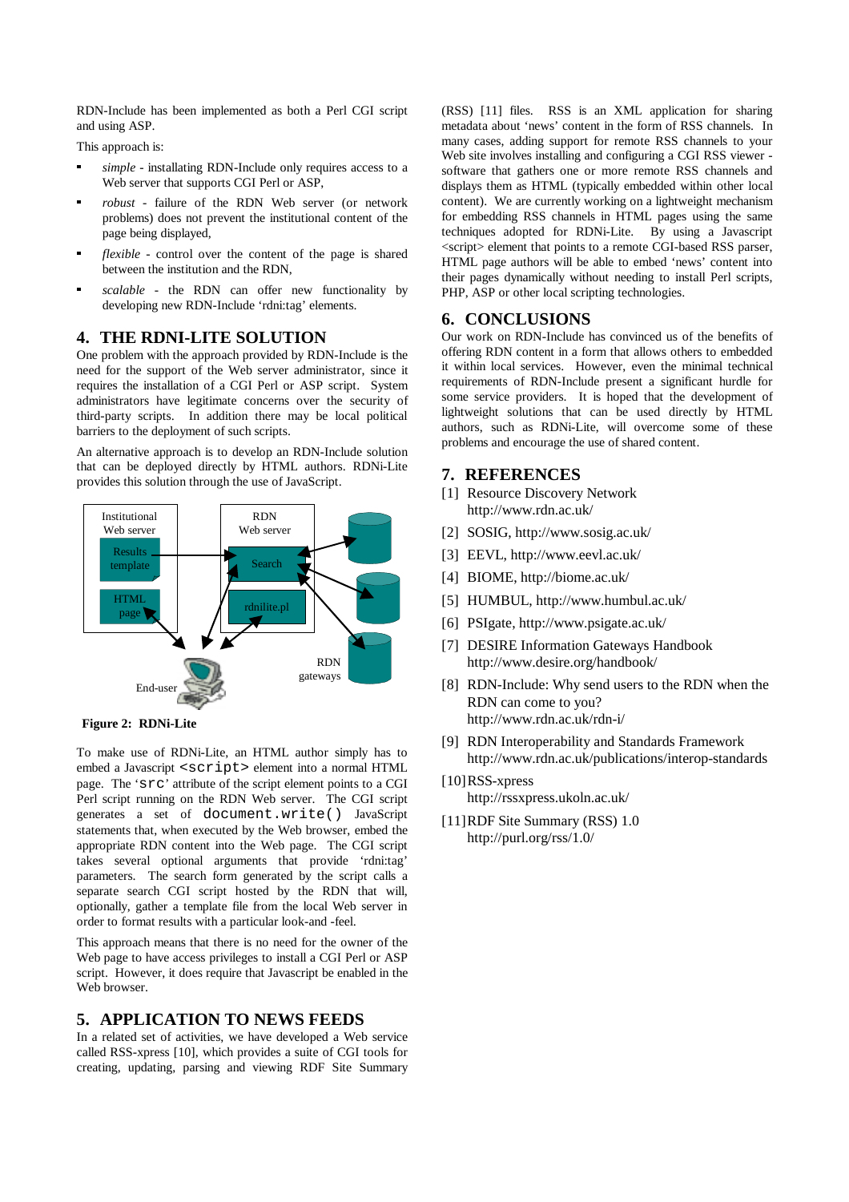RDN-Include has been implemented as both a Perl CGI script and using ASP.

This approach is:

- *simple* - installating RDN-Include only requires access to a Web server that supports CGI Perl or ASP,
- *robust* - failure of the RDN Web server (or network problems) does not prevent the institutional content of the page being displayed,
- *flexible* - control over the content of the page is shared between the institution and the RDN,
- *scalable* - the RDN can offer new functionality by developing new RDN-Include 'rdni:tag' elements.

## 4. THE RDNI-LITE SOLUTION

One problem with the approach provided by RDN-Include is the need for the support of the Web server administrator, since it requires the installation of a CGI Perl or ASP script. System administrators have legitimate concerns over the security of third-party scripts. In addition there may be local political barriers to the deployment of such scripts.

An alternative approach is to develop an RDN-Include solution that can be deployed directly by HTML authors. RDNi-Lite provides this solution through the use of JavaScript.

Institutional Web server
Results template
HTML page
RDN Web server
Search
rdnilite.pl
RDN gateways
End-user

**Figure 2: RDNi-Lite**

To make use of RDNi-Lite, an HTML author simply has to embed a Javascript `<script>` element into a normal HTML page. The '`src`' attribute of the script element points to a CGI Perl script running on the RDN Web server. The CGI script generates a set of `document.write()` JavaScript statements that, when executed by the Web browser, embed the appropriate RDN content into the Web page. The CGI script takes several optional arguments that provide 'rdni:tag' parameters. The search form generated by the script calls a separate search CGI script hosted by the RDN that will, optionally, gather a template file from the local Web server in order to format results with a particular look-and -feel.

This approach means that there is no need for the owner of the Web page to have access privileges to install a CGI Perl or ASP script. However, it does require that Javascript be enabled in the Web browser.

## 5. APPLICATION TO NEWS FEEDS

In a related set of activities, we have developed a Web service called RSS-xpress [10], which provides a suite of CGI tools for creating, updating, parsing and viewing RDF Site Summary (RSS) [11] files. RSS is an XML application for sharing metadata about 'news' content in the form of RSS channels. In many cases, adding support for remote RSS channels to your Web site involves installing and configuring a CGI RSS viewer - software that gathers one or more remote RSS channels and displays them as HTML (typically embedded within other local content). We are currently working on a lightweight mechanism for embedding RSS channels in HTML pages using the same techniques adopted for RDNi-Lite. By using a Javascript <script> element that points to a remote CGI-based RSS parser, HTML page authors will be able to embed 'news' content into their pages dynamically without needing to install Perl scripts, PHP, ASP or other local scripting technologies.

## 6. CONCLUSIONS

Our work on RDN-Include has convinced us of the benefits of offering RDN content in a form that allows others to embedded it within local services. However, even the minimal technical requirements of RDN-Include present a significant hurdle for some service providers. It is hoped that the development of lightweight solutions that can be used directly by HTML authors, such as RDNi-Lite, will overcome some of these problems and encourage the use of shared content.

## 7. REFERENCES

[1] Resource Discovery Network http://www.rdn.ac.uk/

[2] SOSIG, http://www.sosig.ac.uk/

[3] EEVL, http://www.eevl.ac.uk/

[4] BIOME, http://biome.ac.uk/

[5] HUMBUL, http://www.humbul.ac.uk/

[6] PSIgate, http://www.psigate.ac.uk/

[7] DESIRE Information Gateways Handbook http://www.desire.org/handbook/

[8] RDN-Include: Why send users to the RDN when the RDN can come to you? http://www.rdn.ac.uk/rdn-i/

[9] RDN Interoperability and Standards Framework http://www.rdn.ac.uk/publications/interop-standards

[10] RSS-xpress http://rssxpress.ukoln.ac.uk/

[11] RDF Site Summary (RSS) 1.0 http://purl.org/rss/1.0/